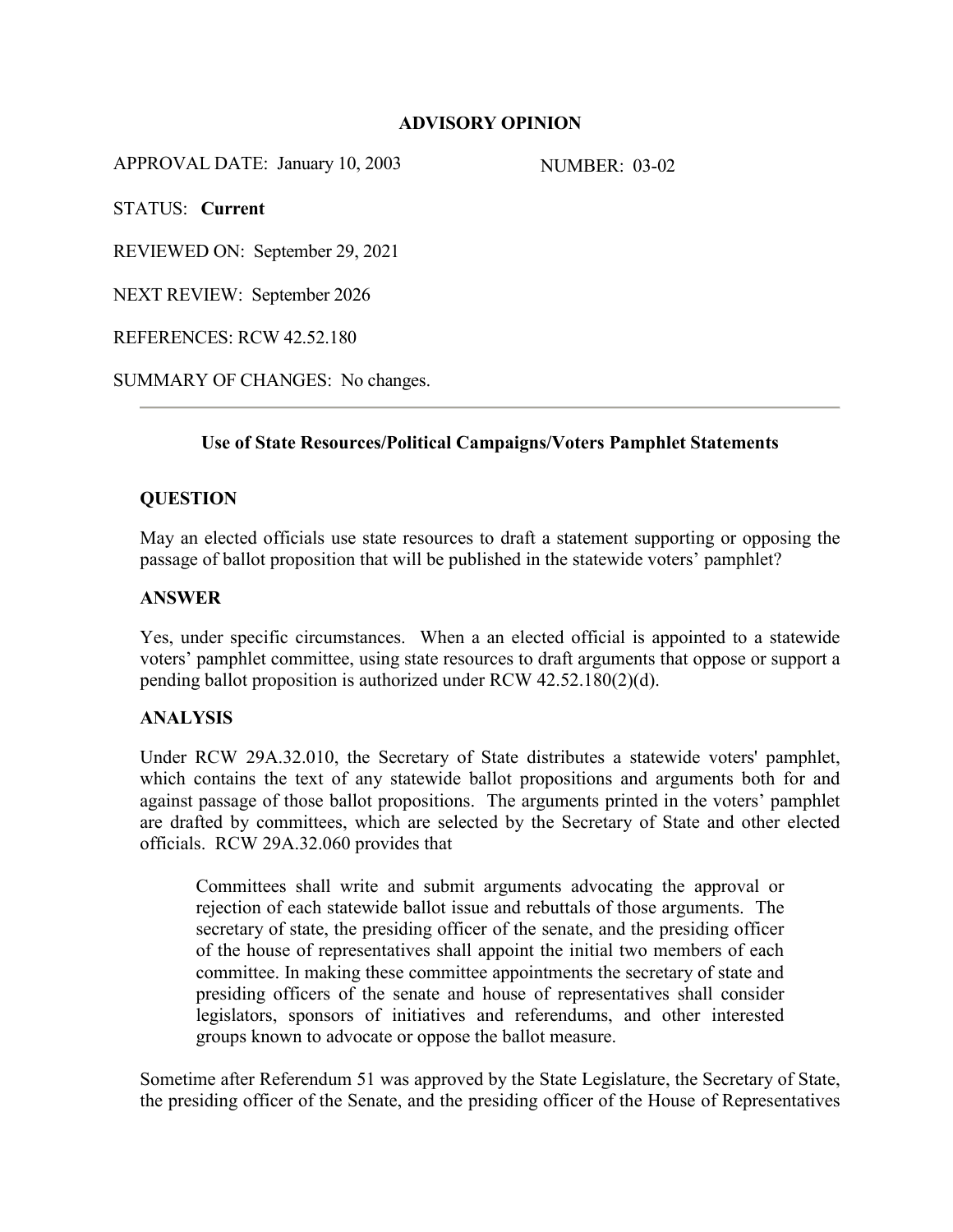**ADVISORY OPINION**

APPROVAL DATE: January 10, 2003 NUMBER: 03-02

STATUS: **Current**

REVIEWED ON: September 29, 2021

NEXT REVIEW: September 2026

REFERENCES: RCW 42.52.180

SUMMARY OF CHANGES: No changes.

---

### Use of State Resources/Political Campaigns/Voters Pamphlet Statements

**QUESTION**

May an elected officials use state resources to draft a statement supporting or opposing the passage of ballot proposition that will be published in the statewide voters' pamphlet?

**ANSWER**

Yes, under specific circumstances. When a an elected official is appointed to a statewide voters' pamphlet committee, using state resources to draft arguments that oppose or support a pending ballot proposition is authorized under RCW 42.52.180(2)(d).

**ANALYSIS**

Under RCW 29A.32.010, the Secretary of State distributes a statewide voters' pamphlet, which contains the text of any statewide ballot propositions and arguments both for and against passage of those ballot propositions. The arguments printed in the voters' pamphlet are drafted by committees, which are selected by the Secretary of State and other elected officials. RCW 29A.32.060 provides that

> Committees shall write and submit arguments advocating the approval or rejection of each statewide ballot issue and rebuttals of those arguments. The secretary of state, the presiding officer of the senate, and the presiding officer of the house of representatives shall appoint the initial two members of each committee. In making these committee appointments the secretary of state and presiding officers of the senate and house of representatives shall consider legislators, sponsors of initiatives and referendums, and other interested groups known to advocate or oppose the ballot measure.

Sometime after Referendum 51 was approved by the State Legislature, the Secretary of State, the presiding officer of the Senate, and the presiding officer of the House of Representatives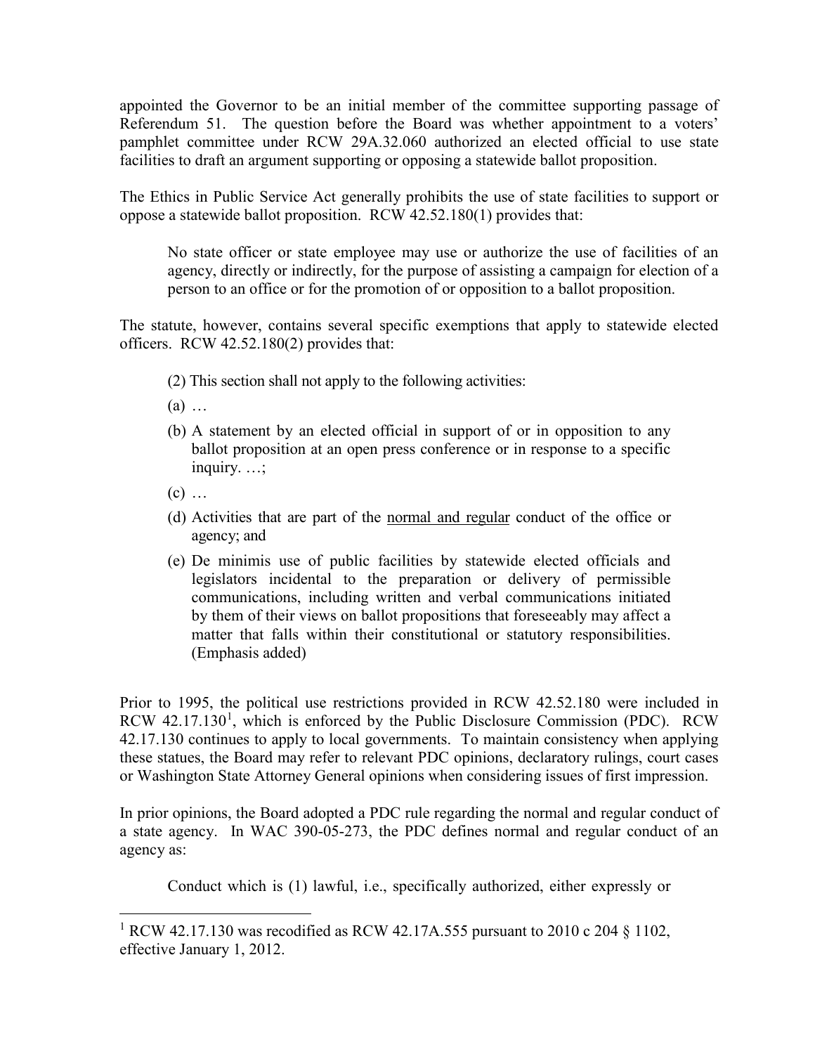appointed the Governor to be an initial member of the committee supporting passage of Referendum 51. The question before the Board was whether appointment to a voters' pamphlet committee under RCW 29A.32.060 authorized an elected official to use state facilities to draft an argument supporting or opposing a statewide ballot proposition.

The Ethics in Public Service Act generally prohibits the use of state facilities to support or oppose a statewide ballot proposition. RCW 42.52.180(1) provides that:

> No state officer or state employee may use or authorize the use of facilities of an agency, directly or indirectly, for the purpose of assisting a campaign for election of a person to an office or for the promotion of or opposition to a ballot proposition.

The statute, however, contains several specific exemptions that apply to statewide elected officers. RCW 42.52.180(2) provides that:

> (2) This section shall not apply to the following activities:
>
> (a) …
>
> (b) A statement by an elected official in support of or in opposition to any ballot proposition at an open press conference or in response to a specific inquiry. …;
>
> (c) …
>
> (d) Activities that are part of the <u>normal and regular</u> conduct of the office or agency; and
>
> (e) De minimis use of public facilities by statewide elected officials and legislators incidental to the preparation or delivery of permissible communications, including written and verbal communications initiated by them of their views on ballot propositions that foreseeably may affect a matter that falls within their constitutional or statutory responsibilities. (Emphasis added)

Prior to 1995, the political use restrictions provided in RCW 42.52.180 were included in RCW 42.17.130[1], which is enforced by the Public Disclosure Commission (PDC). RCW 42.17.130 continues to apply to local governments. To maintain consistency when applying these statues, the Board may refer to relevant PDC opinions, declaratory rulings, court cases or Washington State Attorney General opinions when considering issues of first impression.

In prior opinions, the Board adopted a PDC rule regarding the normal and regular conduct of a state agency. In WAC 390-05-273, the PDC defines normal and regular conduct of an agency as:

> Conduct which is (1) lawful, i.e., specifically authorized, either expressly or

[1] RCW 42.17.130 was recodified as RCW 42.17A.555 pursuant to 2010 c 204 § 1102, effective January 1, 2012.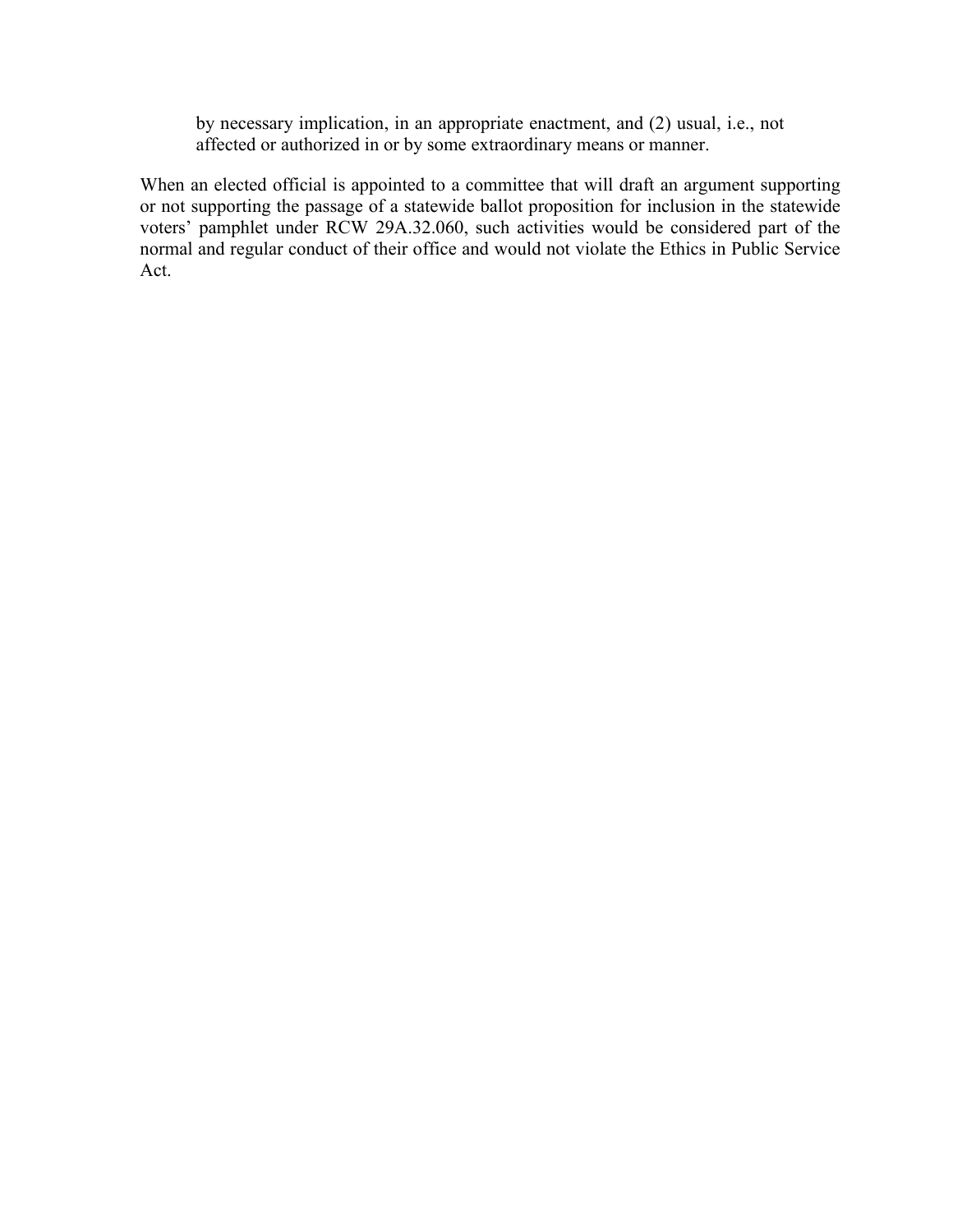> by necessary implication, in an appropriate enactment, and (2) usual, i.e., not affected or authorized in or by some extraordinary means or manner.

When an elected official is appointed to a committee that will draft an argument supporting or not supporting the passage of a statewide ballot proposition for inclusion in the statewide voters' pamphlet under RCW 29A.32.060, such activities would be considered part of the normal and regular conduct of their office and would not violate the Ethics in Public Service Act.